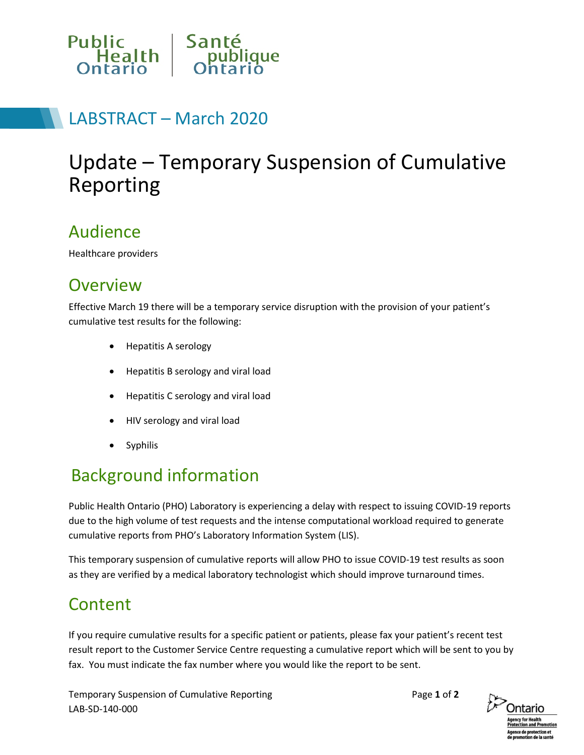LABSTRACT – March 2020

# Update – Temporary Suspension of Cumulative Reporting

## Audience

Healthcare providers

## Overview

Effective March 19 there will be a temporary service disruption with the provision of your patient's cumulative test results for the following:

- Hepatitis A serology
- Hepatitis B serology and viral load
- Hepatitis C serology and viral load
- HIV serology and viral load
- Syphilis

## Background information

Public Health Ontario (PHO) Laboratory is experiencing a delay with respect to issuing COVID-19 reports due to the high volume of test requests and the intense computational workload required to generate cumulative reports from PHO's Laboratory Information System (LIS).

This temporary suspension of cumulative reports will allow PHO to issue COVID-19 test results as soon as they are verified by a medical laboratory technologist which should improve turnaround times.

## Content

If you require cumulative results for a specific patient or patients, please fax your patient's recent test result report to the Customer Service Centre requesting a cumulative report which will be sent to you by fax. You must indicate the fax number where you would like the report to be sent.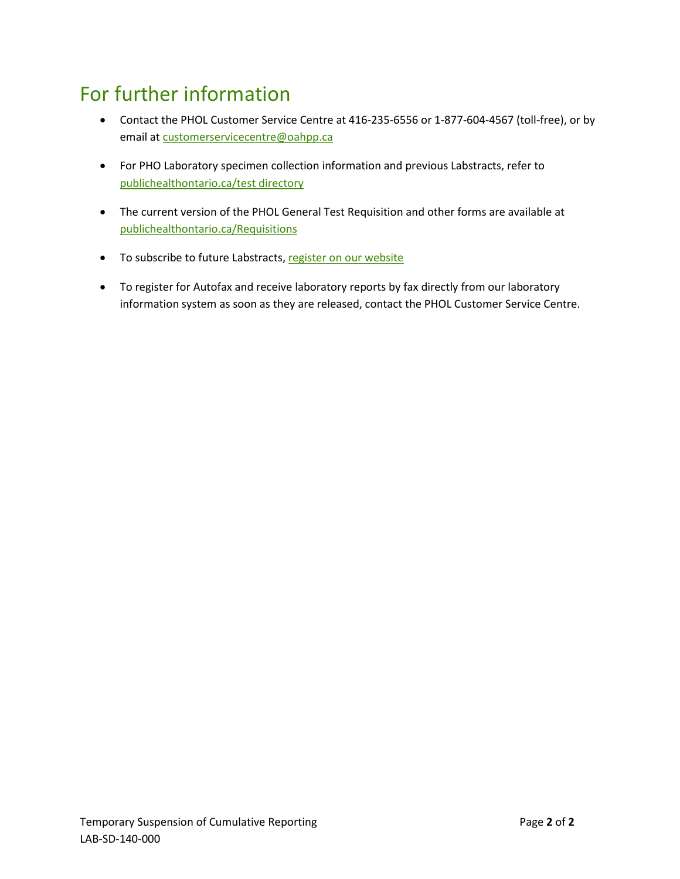# For further information

- Contact the PHOL Customer Service Centre at 416-235-6556 or 1-877-604-4567 (toll-free), or by email at customerservicecentre@oahpp.ca

- For PHO Laboratory specimen collection information and previous Labstracts, refer to publichealthontario.ca/test directory

- The current version of the PHOL General Test Requisition and other forms are available at publichealthontario.ca/Requisitions

- To subscribe to future Labstracts, register on our website

- To register for Autofax and receive laboratory reports by fax directly from our laboratory information system as soon as they are released, contact the PHOL Customer Service Centre.